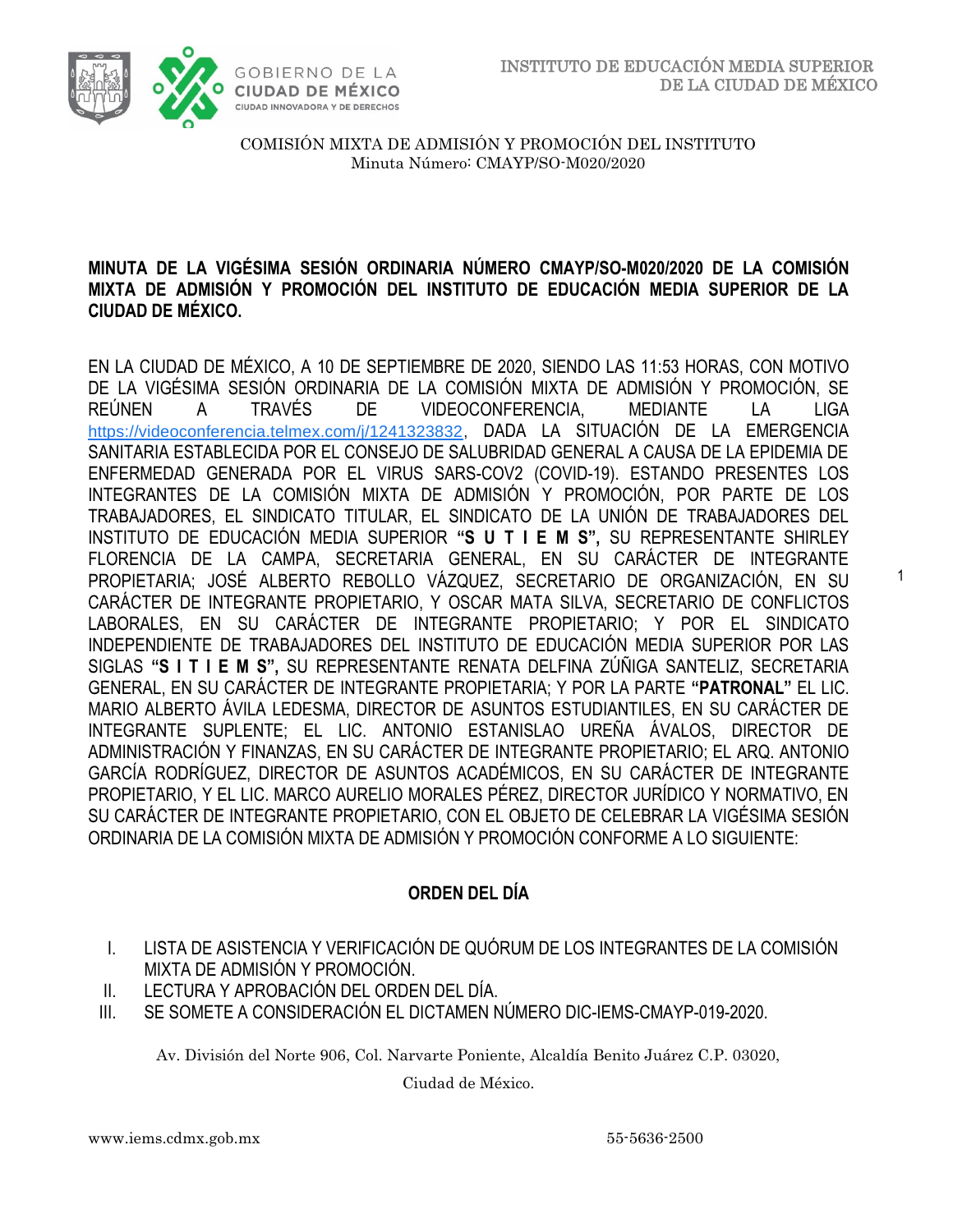COMISIÓN MIXTA DE ADMISIÓN Y PROMOCIÓN DEL INSTITUTO
Minuta Número: CMAYP/SO-M020/2020

**MINUTA DE LA VIGÉSIMA SESIÓN ORDINARIA NÚMERO CMAYP/SO-M020/2020 DE LA COMISIÓN MIXTA DE ADMISIÓN Y PROMOCIÓN DEL INSTITUTO DE EDUCACIÓN MEDIA SUPERIOR DE LA CIUDAD DE MÉXICO.**

EN LA CIUDAD DE MÉXICO, A 10 DE SEPTIEMBRE DE 2020, SIENDO LAS 11:53 HORAS, CON MOTIVO DE LA VIGÉSIMA SESIÓN ORDINARIA DE LA COMISIÓN MIXTA DE ADMISIÓN Y PROMOCIÓN, SE REÚNEN A TRAVÉS DE VIDEOCONFERENCIA, MEDIANTE LA LIGA https://videoconferencia.telmex.com/j/1241323832, DADA LA SITUACIÓN DE LA EMERGENCIA SANITARIA ESTABLECIDA POR EL CONSEJO DE SALUBRIDAD GENERAL A CAUSA DE LA EPIDEMIA DE ENFERMEDAD GENERADA POR EL VIRUS SARS-COV2 (COVID-19). ESTANDO PRESENTES LOS INTEGRANTES DE LA COMISIÓN MIXTA DE ADMISIÓN Y PROMOCIÓN, POR PARTE DE LOS TRABAJADORES, EL SINDICATO TITULAR, EL SINDICATO DE LA UNIÓN DE TRABAJADORES DEL INSTITUTO DE EDUCACIÓN MEDIA SUPERIOR **"S U T I E M S",** SU REPRESENTANTE SHIRLEY FLORENCIA DE LA CAMPA, SECRETARIA GENERAL, EN SU CARÁCTER DE INTEGRANTE PROPIETARIA; JOSÉ ALBERTO REBOLLO VÁZQUEZ, SECRETARIO DE ORGANIZACIÓN, EN SU CARÁCTER DE INTEGRANTE PROPIETARIO, Y OSCAR MATA SILVA, SECRETARIO DE CONFLICTOS LABORALES, EN SU CARÁCTER DE INTEGRANTE PROPIETARIO; Y POR EL SINDICATO INDEPENDIENTE DE TRABAJADORES DEL INSTITUTO DE EDUCACIÓN MEDIA SUPERIOR POR LAS SIGLAS **"S I T I E M S",** SU REPRESENTANTE RENATA DELFINA ZÚÑIGA SANTELIZ, SECRETARIA GENERAL, EN SU CARÁCTER DE INTEGRANTE PROPIETARIA; Y POR LA PARTE **"PATRONAL"** EL LIC. MARIO ALBERTO ÁVILA LEDESMA, DIRECTOR DE ASUNTOS ESTUDIANTILES, EN SU CARÁCTER DE INTEGRANTE SUPLENTE; EL LIC. ANTONIO ESTANISLAO UREÑA ÁVALOS, DIRECTOR DE ADMINISTRACIÓN Y FINANZAS, EN SU CARÁCTER DE INTEGRANTE PROPIETARIO; EL ARQ. ANTONIO GARCÍA RODRÍGUEZ, DIRECTOR DE ASUNTOS ACADÉMICOS, EN SU CARÁCTER DE INTEGRANTE PROPIETARIO, Y EL LIC. MARCO AURELIO MORALES PÉREZ, DIRECTOR JURÍDICO Y NORMATIVO, EN SU CARÁCTER DE INTEGRANTE PROPIETARIO, CON EL OBJETO DE CELEBRAR LA VIGÉSIMA SESIÓN ORDINARIA DE LA COMISIÓN MIXTA DE ADMISIÓN Y PROMOCIÓN CONFORME A LO SIGUIENTE:

## ORDEN DEL DÍA

I. LISTA DE ASISTENCIA Y VERIFICACIÓN DE QUÓRUM DE LOS INTEGRANTES DE LA COMISIÓN MIXTA DE ADMISIÓN Y PROMOCIÓN.
II. LECTURA Y APROBACIÓN DEL ORDEN DEL DÍA.
III. SE SOMETE A CONSIDERACIÓN EL DICTAMEN NÚMERO DIC-IEMS-CMAYP-019-2020.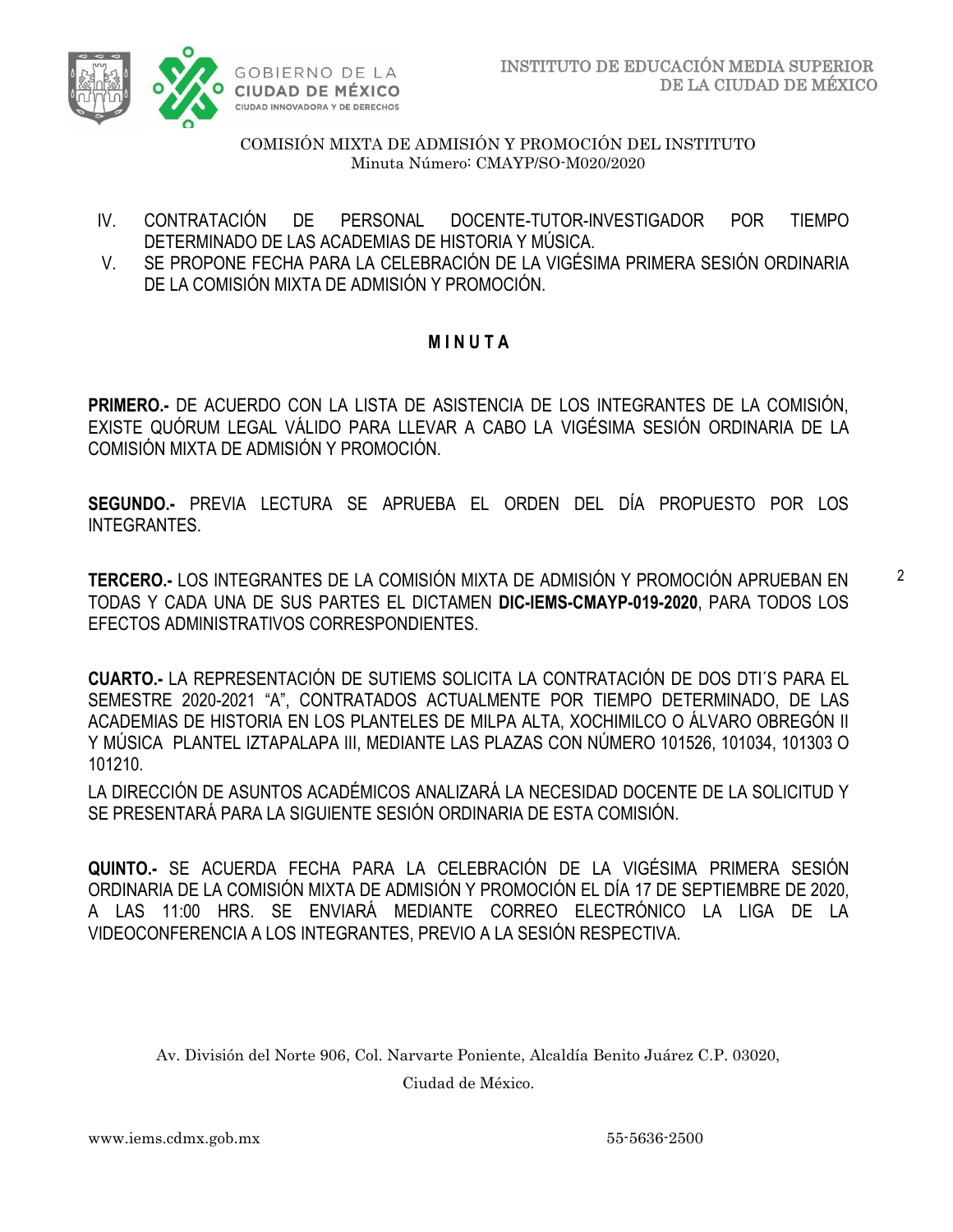IV. CONTRATACIÓN DE PERSONAL DOCENTE-TUTOR-INVESTIGADOR POR TIEMPO DETERMINADO DE LAS ACADEMIAS DE HISTORIA Y MÚSICA.

V. SE PROPONE FECHA PARA LA CELEBRACIÓN DE LA VIGÉSIMA PRIMERA SESIÓN ORDINARIA DE LA COMISIÓN MIXTA DE ADMISIÓN Y PROMOCIÓN.

## MINUTA

**PRIMERO.-** DE ACUERDO CON LA LISTA DE ASISTENCIA DE LOS INTEGRANTES DE LA COMISIÓN, EXISTE QUÓRUM LEGAL VÁLIDO PARA LLEVAR A CABO LA VIGÉSIMA SESIÓN ORDINARIA DE LA COMISIÓN MIXTA DE ADMISIÓN Y PROMOCIÓN.

**SEGUNDO.-** PREVIA LECTURA SE APRUEBA EL ORDEN DEL DÍA PROPUESTO POR LOS INTEGRANTES.

**TERCERO.-** LOS INTEGRANTES DE LA COMISIÓN MIXTA DE ADMISIÓN Y PROMOCIÓN APRUEBAN EN TODAS Y CADA UNA DE SUS PARTES EL DICTAMEN **DIC-IEMS-CMAYP-019-2020**, PARA TODOS LOS EFECTOS ADMINISTRATIVOS CORRESPONDIENTES.

**CUARTO.-** LA REPRESENTACIÓN DE SUTIEMS SOLICITA LA CONTRATACIÓN DE DOS DTI´S PARA EL SEMESTRE 2020-2021 "A", CONTRATADOS ACTUALMENTE POR TIEMPO DETERMINADO, DE LAS ACADEMIAS DE HISTORIA EN LOS PLANTELES DE MILPA ALTA, XOCHIMILCO O ÁLVARO OBREGÓN II Y MÚSICA PLANTEL IZTAPALAPA III, MEDIANTE LAS PLAZAS CON NÚMERO 101526, 101034, 101303 O 101210.

LA DIRECCIÓN DE ASUNTOS ACADÉMICOS ANALIZARÁ LA NECESIDAD DOCENTE DE LA SOLICITUD Y SE PRESENTARÁ PARA LA SIGUIENTE SESIÓN ORDINARIA DE ESTA COMISIÓN.

**QUINTO.-** SE ACUERDA FECHA PARA LA CELEBRACIÓN DE LA VIGÉSIMA PRIMERA SESIÓN ORDINARIA DE LA COMISIÓN MIXTA DE ADMISIÓN Y PROMOCIÓN EL DÍA 17 DE SEPTIEMBRE DE 2020, A LAS 11:00 HRS. SE ENVIARÁ MEDIANTE CORREO ELECTRÓNICO LA LIGA DE LA VIDEOCONFERENCIA A LOS INTEGRANTES, PREVIO A LA SESIÓN RESPECTIVA.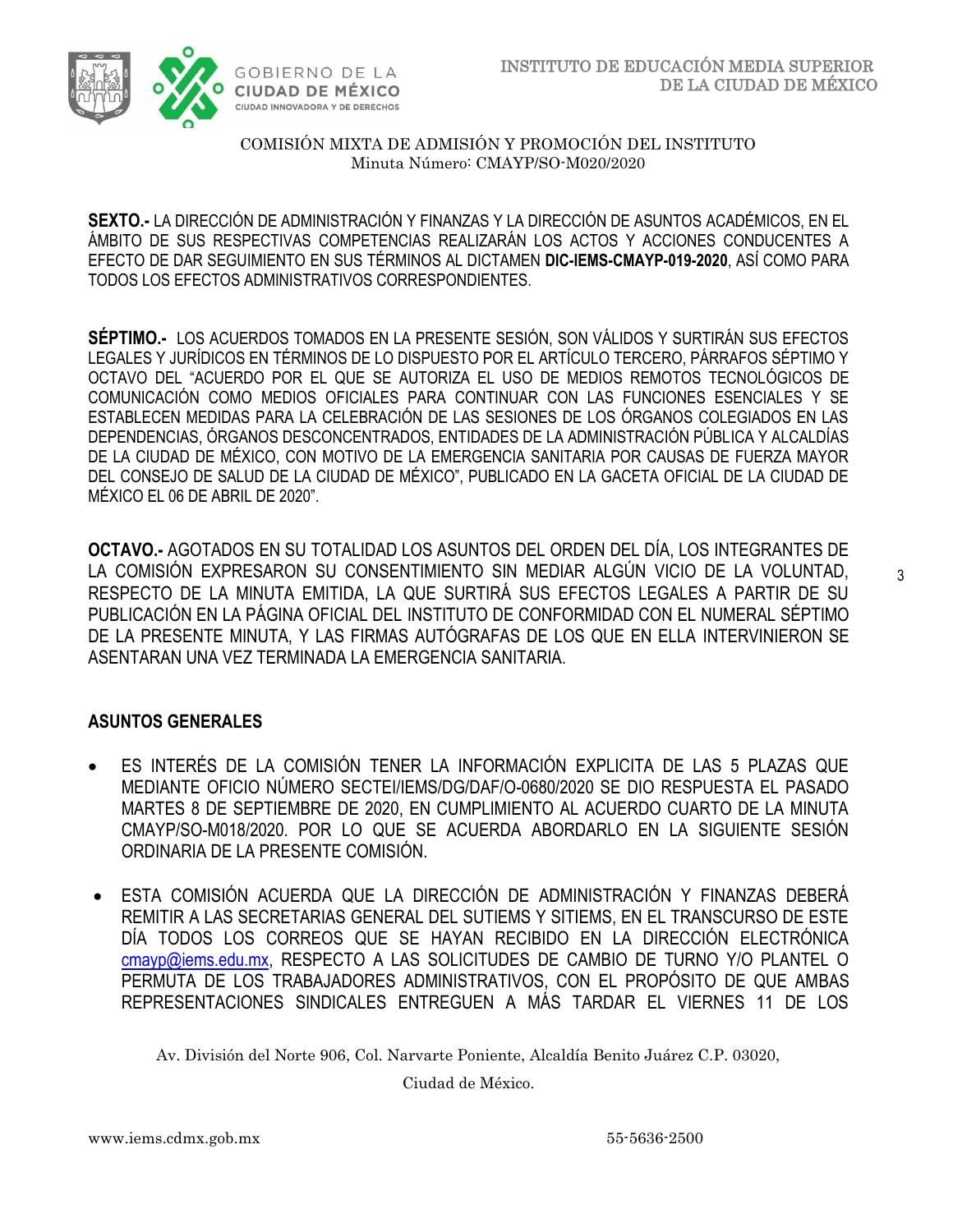**SEXTO.-** LA DIRECCIÓN DE ADMINISTRACIÓN Y FINANZAS Y LA DIRECCIÓN DE ASUNTOS ACADÉMICOS, EN EL ÁMBITO DE SUS RESPECTIVAS COMPETENCIAS REALIZARÁN LOS ACTOS Y ACCIONES CONDUCENTES A EFECTO DE DAR SEGUIMIENTO EN SUS TÉRMINOS AL DICTAMEN **DIC-IEMS-CMAYP-019-2020**, ASÍ COMO PARA TODOS LOS EFECTOS ADMINISTRATIVOS CORRESPONDIENTES.

**SÉPTIMO.-** LOS ACUERDOS TOMADOS EN LA PRESENTE SESIÓN, SON VÁLIDOS Y SURTIRÁN SUS EFECTOS LEGALES Y JURÍDICOS EN TÉRMINOS DE LO DISPUESTO POR EL ARTÍCULO TERCERO, PÁRRAFOS SÉPTIMO Y OCTAVO DEL "ACUERDO POR EL QUE SE AUTORIZA EL USO DE MEDIOS REMOTOS TECNOLÓGICOS DE COMUNICACIÓN COMO MEDIOS OFICIALES PARA CONTINUAR CON LAS FUNCIONES ESENCIALES Y SE ESTABLECEN MEDIDAS PARA LA CELEBRACIÓN DE LAS SESIONES DE LOS ÓRGANOS COLEGIADOS EN LAS DEPENDENCIAS, ÓRGANOS DESCONCENTRADOS, ENTIDADES DE LA ADMINISTRACIÓN PÚBLICA Y ALCALDÍAS DE LA CIUDAD DE MÉXICO, CON MOTIVO DE LA EMERGENCIA SANITARIA POR CAUSAS DE FUERZA MAYOR DEL CONSEJO DE SALUD DE LA CIUDAD DE MÉXICO", PUBLICADO EN LA GACETA OFICIAL DE LA CIUDAD DE MÉXICO EL 06 DE ABRIL DE 2020".

**OCTAVO.-** AGOTADOS EN SU TOTALIDAD LOS ASUNTOS DEL ORDEN DEL DÍA, LOS INTEGRANTES DE LA COMISIÓN EXPRESARON SU CONSENTIMIENTO SIN MEDIAR ALGÚN VICIO DE LA VOLUNTAD, RESPECTO DE LA MINUTA EMITIDA, LA QUE SURTIRÁ SUS EFECTOS LEGALES A PARTIR DE SU PUBLICACIÓN EN LA PÁGINA OFICIAL DEL INSTITUTO DE CONFORMIDAD CON EL NUMERAL SÉPTIMO DE LA PRESENTE MINUTA, Y LAS FIRMAS AUTÓGRAFAS DE LOS QUE EN ELLA INTERVINIERON SE ASENTARAN UNA VEZ TERMINADA LA EMERGENCIA SANITARIA.

## ASUNTOS GENERALES

- ES INTERÉS DE LA COMISIÓN TENER LA INFORMACIÓN EXPLICITA DE LAS 5 PLAZAS QUE MEDIANTE OFICIO NÚMERO SECTEI/IEMS/DG/DAF/O-0680/2020 SE DIO RESPUESTA EL PASADO MARTES 8 DE SEPTIEMBRE DE 2020, EN CUMPLIMIENTO AL ACUERDO CUARTO DE LA MINUTA CMAYP/SO-M018/2020. POR LO QUE SE ACUERDA ABORDARLO EN LA SIGUIENTE SESIÓN ORDINARIA DE LA PRESENTE COMISIÓN.

- ESTA COMISIÓN ACUERDA QUE LA DIRECCIÓN DE ADMINISTRACIÓN Y FINANZAS DEBERÁ REMITIR A LAS SECRETARIAS GENERAL DEL SUTIEMS Y SITIEMS, EN EL TRANSCURSO DE ESTE DÍA TODOS LOS CORREOS QUE SE HAYAN RECIBIDO EN LA DIRECCIÓN ELECTRÓNICA cmayp@iems.edu.mx, RESPECTO A LAS SOLICITUDES DE CAMBIO DE TURNO Y/O PLANTEL O PERMUTA DE LOS TRABAJADORES ADMINISTRATIVOS, CON EL PROPÓSITO DE QUE AMBAS REPRESENTACIONES SINDICALES ENTREGUEN A MÁS TARDAR EL VIERNES 11 DE LOS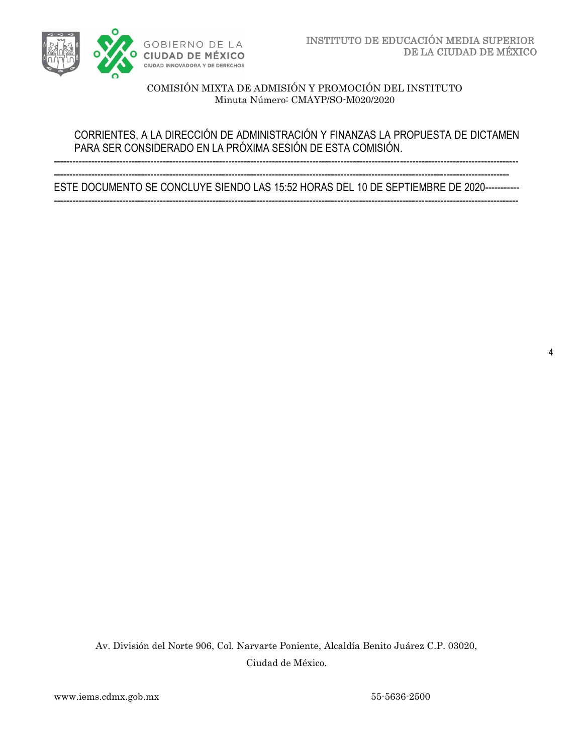CORRIENTES, A LA DIRECCIÓN DE ADMINISTRACIÓN Y FINANZAS LA PROPUESTA DE DICTAMEN PARA SER CONSIDERADO EN LA PRÓXIMA SESIÓN DE ESTA COMISIÓN.

-----------------------------------------------------------------------------------------------------------------------------------------------

-----------------------------------------------------------------------------------------------------------------------------------------

ESTE DOCUMENTO SE CONCLUYE SIENDO LAS 15:52 HORAS DEL 10 DE SEPTIEMBRE DE 2020----------

-----------------------------------------------------------------------------------------------------------------------------------------------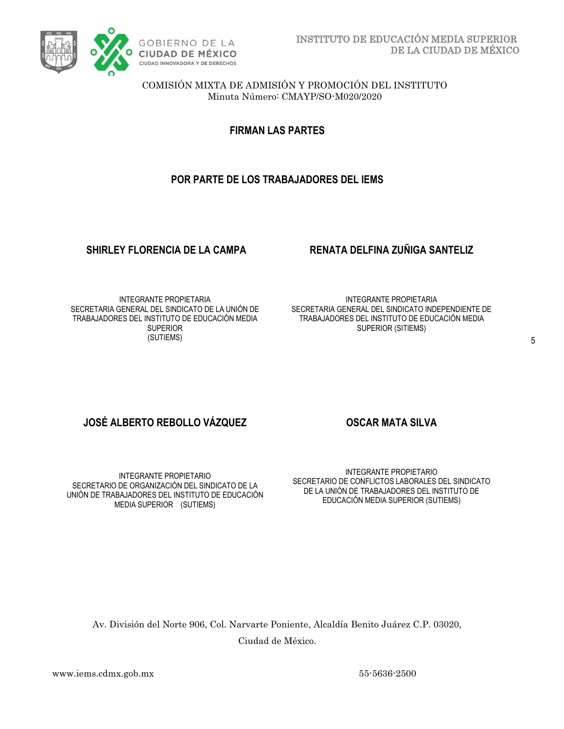COMISIÓN MIXTA DE ADMISIÓN Y PROMOCIÓN DEL INSTITUTO
Minuta Número: CMAYP/SO-M020/2020

## FIRMAN LAS PARTES

## POR PARTE DE LOS TRABAJADORES DEL IEMS

**SHIRLEY FLORENCIA DE LA CAMPA**

INTEGRANTE PROPIETARIA
SECRETARIA GENERAL DEL SINDICATO DE LA UNIÓN DE TRABAJADORES DEL INSTITUTO DE EDUCACIÓN MEDIA SUPERIOR
(SUTIEMS)

**RENATA DELFINA ZUÑIGA SANTELIZ**

INTEGRANTE PROPIETARIA
SECRETARIA GENERAL DEL SINDICATO INDEPENDIENTE DE TRABAJADORES DEL INSTITUTO DE EDUCACIÓN MEDIA SUPERIOR (SITIEMS)

**JOSÉ ALBERTO REBOLLO VÁZQUEZ**

INTEGRANTE PROPIETARIO
SECRETARIO DE ORGANIZACIÓN DEL SINDICATO DE LA UNIÓN DE TRABAJADORES DEL INSTITUTO DE EDUCACIÓN MEDIA SUPERIOR (SUTIEMS)

**OSCAR MATA SILVA**

INTEGRANTE PROPIETARIO
SECRETARIO DE CONFLICTOS LABORALES DEL SINDICATO DE LA UNIÓN DE TRABAJADORES DEL INSTITUTO DE EDUCACIÓN MEDIA SUPERIOR (SUTIEMS)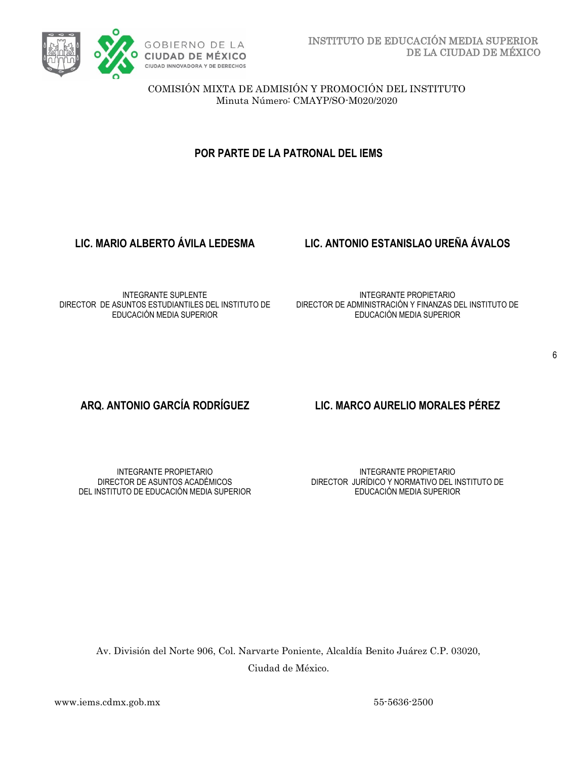COMISIÓN MIXTA DE ADMISIÓN Y PROMOCIÓN DEL INSTITUTO
Minuta Número: CMAYP/SO-M020/2020

## POR PARTE DE LA PATRONAL DEL IEMS

**LIC. MARIO ALBERTO ÁVILA LEDESMA**

INTEGRANTE SUPLENTE
DIRECTOR DE ASUNTOS ESTUDIANTILES DEL INSTITUTO DE EDUCACIÓN MEDIA SUPERIOR

**LIC. ANTONIO ESTANISLAO UREÑA ÁVALOS**

INTEGRANTE PROPIETARIO
DIRECTOR DE ADMINISTRACIÓN Y FINANZAS DEL INSTITUTO DE EDUCACIÓN MEDIA SUPERIOR

**ARQ. ANTONIO GARCÍA RODRÍGUEZ**

INTEGRANTE PROPIETARIO
DIRECTOR DE ASUNTOS ACADÉMICOS DEL INSTITUTO DE EDUCACIÓN MEDIA SUPERIOR

**LIC. MARCO AURELIO MORALES PÉREZ**

INTEGRANTE PROPIETARIO
DIRECTOR JURÍDICO Y NORMATIVO DEL INSTITUTO DE EDUCACIÓN MEDIA SUPERIOR